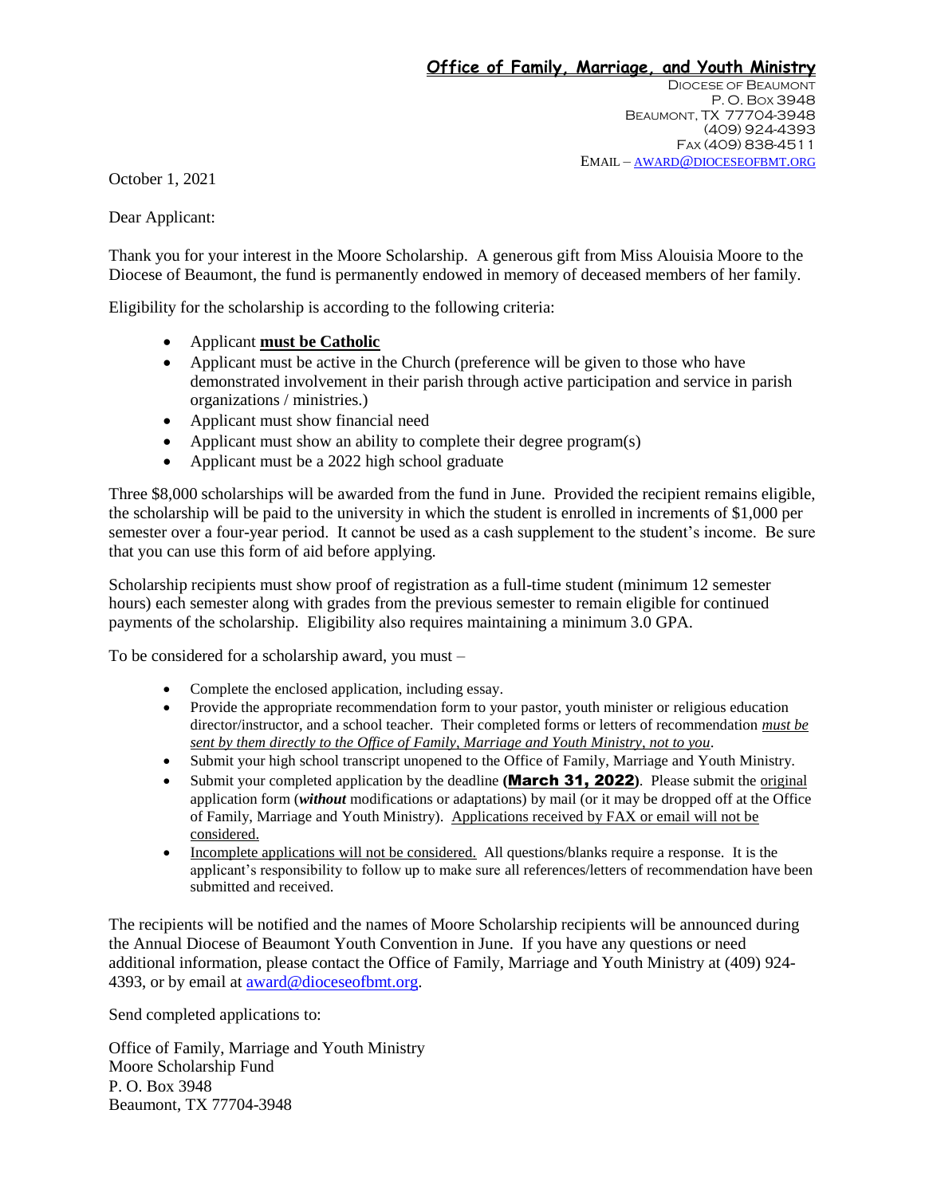**Office of Family, Marriage, and Youth Ministry**

Diocese of Beaumont
P. O. Box 3948
Beaumont, TX 77704-3948
(409) 924-4393
Fax (409) 838-4511
Email – award@dioceseofbmt.org

October 1, 2021

Dear Applicant:

Thank you for your interest in the Moore Scholarship. A generous gift from Miss Alouisia Moore to the Diocese of Beaumont, the fund is permanently endowed in memory of deceased members of her family.

Eligibility for the scholarship is according to the following criteria:

- Applicant **must be Catholic**
- Applicant must be active in the Church (preference will be given to those who have demonstrated involvement in their parish through active participation and service in parish organizations / ministries.)
- Applicant must show financial need
- Applicant must show an ability to complete their degree program(s)
- Applicant must be a 2022 high school graduate

Three $8,000 scholarships will be awarded from the fund in June. Provided the recipient remains eligible, the scholarship will be paid to the university in which the student is enrolled in increments of $1,000 per semester over a four-year period. It cannot be used as a cash supplement to the student's income. Be sure that you can use this form of aid before applying.

Scholarship recipients must show proof of registration as a full-time student (minimum 12 semester hours) each semester along with grades from the previous semester to remain eligible for continued payments of the scholarship. Eligibility also requires maintaining a minimum 3.0 GPA.

To be considered for a scholarship award, you must –

- Complete the enclosed application, including essay.
- Provide the appropriate recommendation form to your pastor, youth minister or religious education director/instructor, and a school teacher. Their completed forms or letters of recommendation *must be sent by them directly to the Office of Family, Marriage and Youth Ministry, not to you*.
- Submit your high school transcript unopened to the Office of Family, Marriage and Youth Ministry.
- Submit your completed application by the deadline (**March 31, 2022**). Please submit the original application form (***without*** modifications or adaptations) by mail (or it may be dropped off at the Office of Family, Marriage and Youth Ministry). Applications received by FAX or email will not be considered.
- Incomplete applications will not be considered. All questions/blanks require a response. It is the applicant's responsibility to follow up to make sure all references/letters of recommendation have been submitted and received.

The recipients will be notified and the names of Moore Scholarship recipients will be announced during the Annual Diocese of Beaumont Youth Convention in June. If you have any questions or need additional information, please contact the Office of Family, Marriage and Youth Ministry at (409) 924-4393, or by email at award@dioceseofbmt.org.

Send completed applications to:

Office of Family, Marriage and Youth Ministry
Moore Scholarship Fund
P. O. Box 3948
Beaumont, TX 77704-3948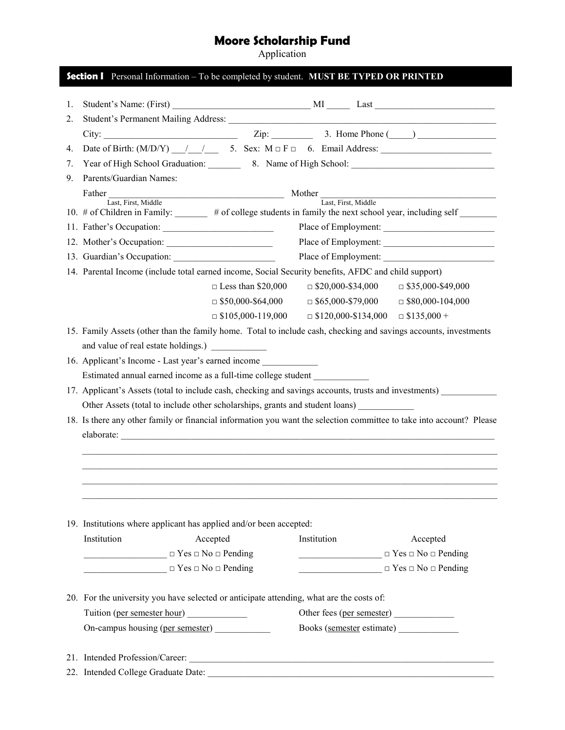# Moore Scholarship Fund

Application

**Section I** Personal Information – To be completed by student. **MUST BE TYPED OR PRINTED**

1. Student's Name: (First) ______________________________ MI _____ Last __________________________
2. Student's Permanent Mailing Address: ______________________________________________________________

   City: _____________________________ Zip: _________ 3. Home Phone (_____) _________________
4. Date of Birth: (M/D/Y) ___/___/___ 5. Sex: M □ F □ 6. Email Address: ________________________
7. Year of High School Graduation: _______ 8. Name of High School: _______________________________
9. Parents/Guardian Names:

   Father ______________________________________ Mother ______________________________________
   
   Last, First, Middle Last, First, Middle
10. # of Children in Family: _______ # of college students in family the next school year, including self ________
11. Father's Occupation: ________________________ Place of Employment: ________________________
12. Mother's Occupation: _______________________ Place of Employment: ________________________
13. Guardian's Occupation: ______________________ Place of Employment: ________________________
14. Parental Income (include total earned income, Social Security benefits, AFDC and child support)

    □ Less than $20,000 □ $20,000-$34,000 □ $35,000-$49,000
    
    □ $50,000-$64,000 □ $65,000-$79,000 □ $80,000-104,000
    
    □ $105,000-119,000 □ $120,000-$134,000 □ $135,000 +
15. Family Assets (other than the family home. Total to include cash, checking and savings accounts, investments and value of real estate holdings.) ____________
16. Applicant's Income - Last year's earned income ____________

    Estimated annual earned income as a full-time college student ____________
17. Applicant's Assets (total to include cash, checking and savings accounts, trusts and investments) ____________

    Other Assets (total to include other scholarships, grants and student loans) ____________
18. Is there any other family or financial information you want the selection committee to take into account? Please elaborate: ________________________________________________________________________________

    ________________________________________________________________________________________________
    
    ________________________________________________________________________________________________
    
    ________________________________________________________________________________________________
    
    ________________________________________________________________________________________________

19. Institutions where applicant has applied and/or been accepted:

| Institution | Accepted | Institution | Accepted |
|---|---|---|---|
| _________________ | □ Yes □ No □ Pending | _________________ | □ Yes □ No □ Pending |
| _________________ | □ Yes □ No □ Pending | _________________ | □ Yes □ No □ Pending |

20. For the university you have selected or anticipate attending, what are the costs of:

    Tuition (per semester hour) _____________ Other fees (per semester) _____________
    
    On-campus housing (per semester) ____________ Books (semester estimate) _____________

21. Intended Profession/Career: ______________________________________________________________________
22. Intended College Graduate Date: ________________________________________________________________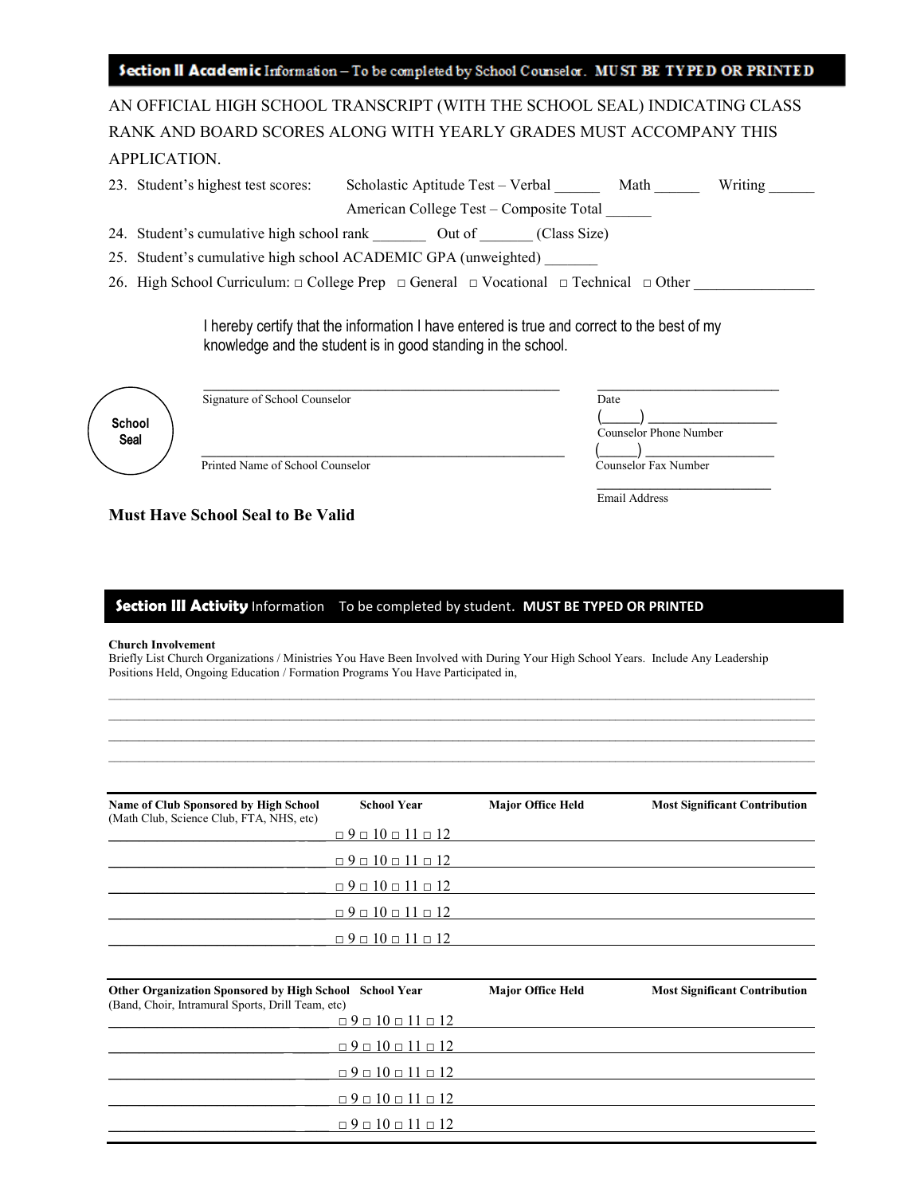## **Section II Academic** Information – To be completed by School Counselor. **MUST BE TYPED OR PRINTED**

AN OFFICIAL HIGH SCHOOL TRANSCRIPT (WITH THE SCHOOL SEAL) INDICATING CLASS RANK AND BOARD SCORES ALONG WITH YEARLY GRADES MUST ACCOMPANY THIS APPLICATION.

23. Student's highest test scores: Scholastic Aptitude Test – Verbal ______ Math ______ Writing ______
    American College Test – Composite Total ______
24. Student's cumulative high school rank _______ Out of _______ (Class Size)
25. Student's cumulative high school ACADEMIC GPA (unweighted) _______
26. High School Curriculum: □ College Prep □ General □ Vocational □ Technical □ Other _______________

I hereby certify that the information I have entered is true and correct to the best of my knowledge and the student is in good standing in the school.

School Seal

_______________________________________________ ________________________
Signature of School Counselor Date

(_____) __________________
Counselor Phone Number

_______________________________________________ (_____) __________________
Printed Name of School Counselor Counselor Fax Number

________________________
Email Address

**Must Have School Seal to Be Valid**

## **Section III Activity** Information To be completed by student. **MUST BE TYPED OR PRINTED**

**Church Involvement**
Briefly List Church Organizations / Ministries You Have Been Involved with During Your High School Years. Include Any Leadership Positions Held, Ongoing Education / Formation Programs You Have Participated in,

______________________________________________________________________________________________
______________________________________________________________________________________________
______________________________________________________________________________________________
______________________________________________________________________________________________

| **Name of Club Sponsored by High School** (Math Club, Science Club, FTA, NHS, etc) | **School Year** | **Major Office Held** | **Most Significant Contribution** |
|---|---|---|---|
| | □ 9 □ 10 □ 11 □ 12 | | |
| | □ 9 □ 10 □ 11 □ 12 | | |
| | □ 9 □ 10 □ 11 □ 12 | | |
| | □ 9 □ 10 □ 11 □ 12 | | |
| | □ 9 □ 10 □ 11 □ 12 | | |

| **Other Organization Sponsored by High School** (Band, Choir, Intramural Sports, Drill Team, etc) | **School Year** | **Major Office Held** | **Most Significant Contribution** |
|---|---|---|---|
| | □ 9 □ 10 □ 11 □ 12 | | |
| | □ 9 □ 10 □ 11 □ 12 | | |
| | □ 9 □ 10 □ 11 □ 12 | | |
| | □ 9 □ 10 □ 11 □ 12 | | |
| | □ 9 □ 10 □ 11 □ 12 | | |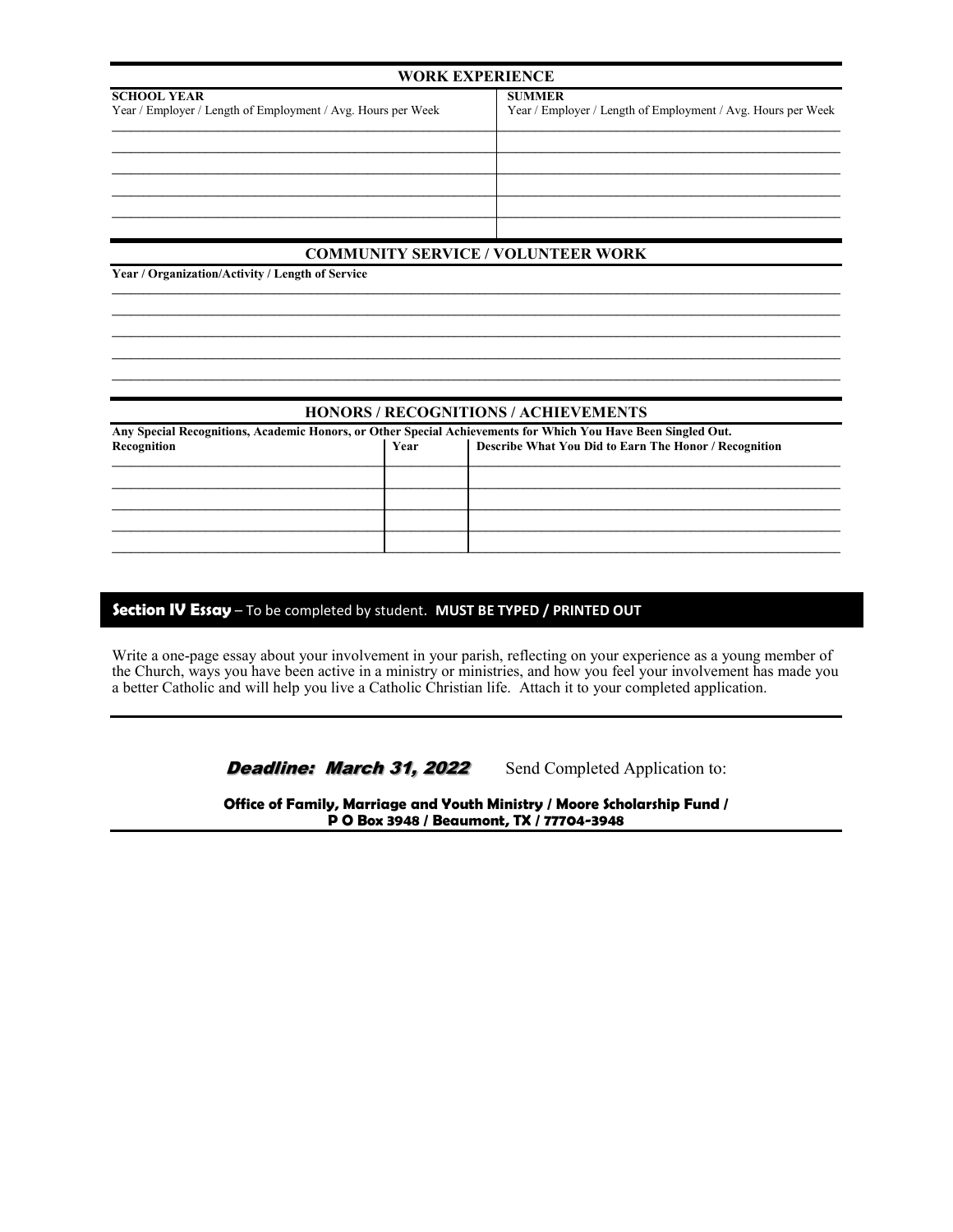## WORK EXPERIENCE

| **SCHOOL YEAR**<br>Year / Employer / Length of Employment / Avg. Hours per Week | **SUMMER**<br>Year / Employer / Length of Employment / Avg. Hours per Week |
|---|---|
| | |
| | |
| | |
| | |
| | |

## COMMUNITY SERVICE / VOLUNTEER WORK

**Year / Organization/Activity / Length of Service**

______________________________________________________________________

______________________________________________________________________

______________________________________________________________________

______________________________________________________________________

______________________________________________________________________

## HONORS / RECOGNITIONS / ACHIEVEMENTS

**Any Special Recognitions, Academic Honors, or Other Special Achievements for Which You Have Been Singled Out.**

| Recognition | Year | Describe What You Did to Earn The Honor / Recognition |
|---|---|---|
| | | |
| | | |
| | | |
| | | |
| | | |

## Section IV Essay – To be completed by student. **MUST BE TYPED / PRINTED OUT**

Write a one-page essay about your involvement in your parish, reflecting on your experience as a young member of the Church, ways you have been active in a ministry or ministries, and how you feel your involvement has made you a better Catholic and will help you live a Catholic Christian life. Attach it to your completed application.

***Deadline: March 31, 2022*** Send Completed Application to:

**Office of Family, Marriage and Youth Ministry / Moore Scholarship Fund / P O Box 3948 / Beaumont, TX / 77704-3948**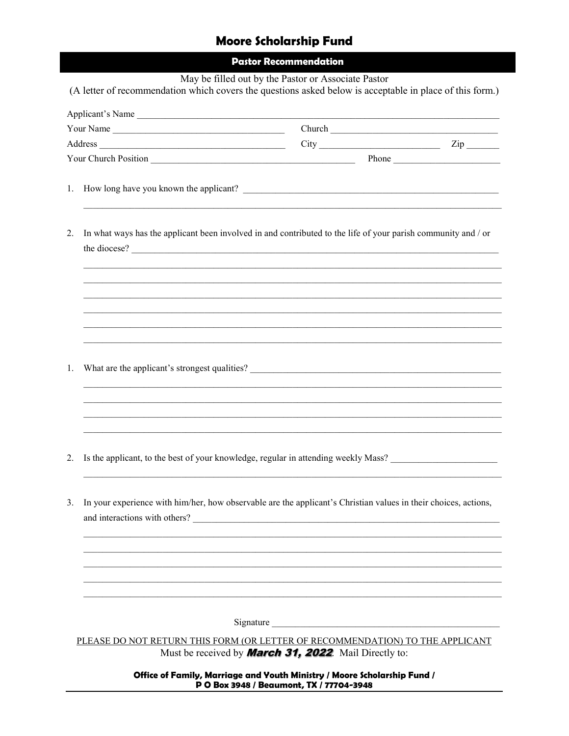# Moore Scholarship Fund

## Pastor Recommendation

May be filled out by the Pastor or Associate Pastor

(A letter of recommendation which covers the questions asked below is acceptable in place of this form.)

Applicant's Name ___________________________________________

Your Name ______________________ Church ______________________

Address ______________________ City ______________ Zip _______

Your Church Position ______________________ Phone ______________

1. How long have you known the applicant? ______________________

2. In what ways has the applicant been involved in and contributed to the life of your parish community and / or the diocese? ______________________

1. What are the applicant's strongest qualities? ______________________

2. Is the applicant, to the best of your knowledge, regular in attending weekly Mass? ______________

3. In your experience with him/her, how observable are the applicant's Christian values in their choices, actions, and interactions with others? ______________________

Signature ______________________

PLEASE DO NOT RETURN THIS FORM (OR LETTER OF RECOMMENDATION) TO THE APPLICANT

Must be received by ***March 31, 2022***. Mail Directly to:

**Office of Family, Marriage and Youth Ministry / Moore Scholarship Fund / P O Box 3948 / Beaumont, TX / 77704-3948**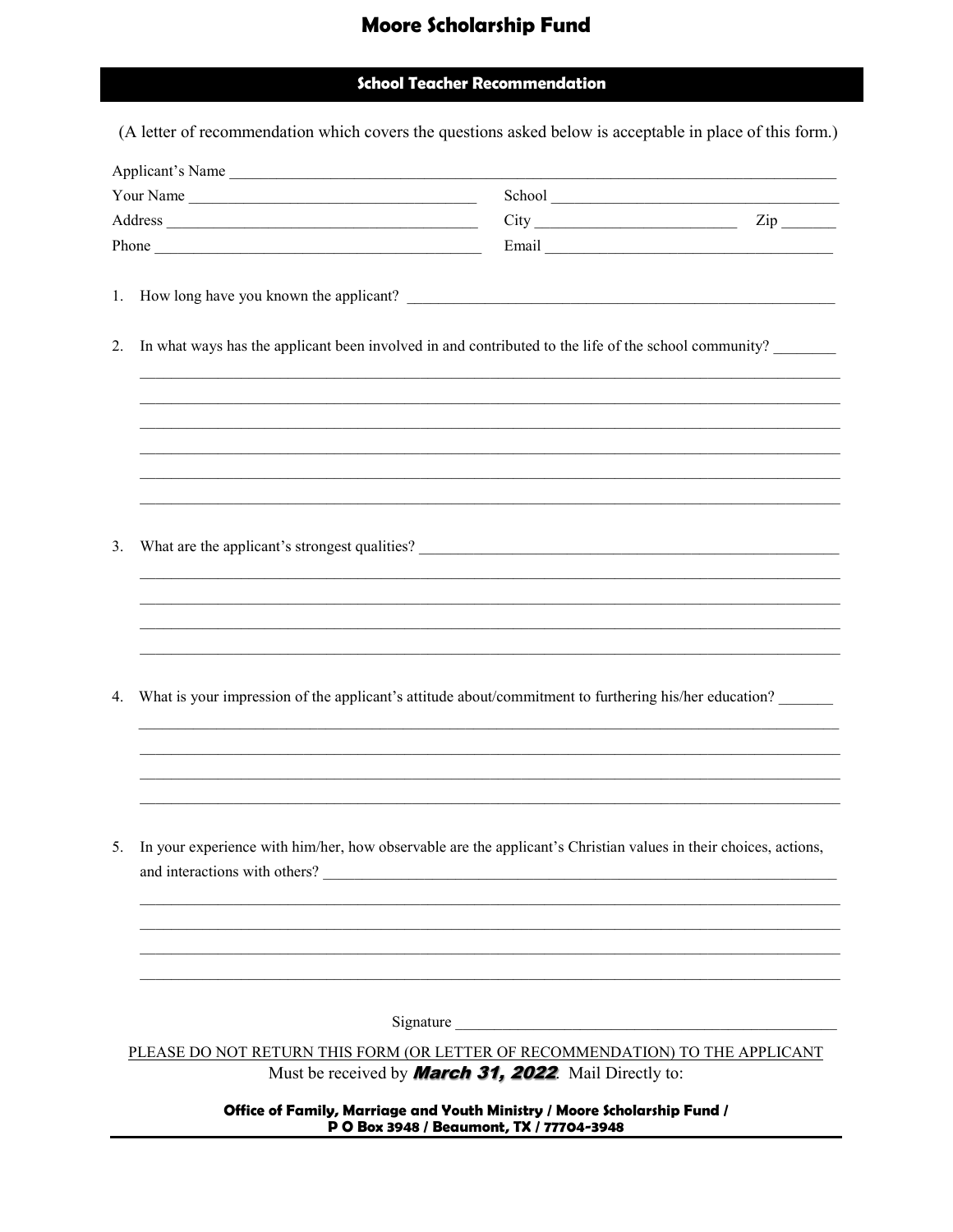# Moore Scholarship Fund

## School Teacher Recommendation

(A letter of recommendation which covers the questions asked below is acceptable in place of this form.)

Applicant's Name ______________________________________________

Your Name ______________________ School ______________________

Address ______________________ City ______________ Zip ______

Phone ______________________ Email ______________________

1. How long have you known the applicant? ______________________

2. In what ways has the applicant been involved in and contributed to the life of the school community? ________

3. What are the applicant's strongest qualities? ______________________

4. What is your impression of the applicant's attitude about/commitment to furthering his/her education? _______

5. In your experience with him/her, how observable are the applicant's Christian values in their choices, actions, and interactions with others? ______________________

Signature ______________________

PLEASE DO NOT RETURN THIS FORM (OR LETTER OF RECOMMENDATION) TO THE APPLICANT

Must be received by ***March 31, 2022***. Mail Directly to:

**Office of Family, Marriage and Youth Ministry / Moore Scholarship Fund / P O Box 3948 / Beaumont, TX / 77704-3948**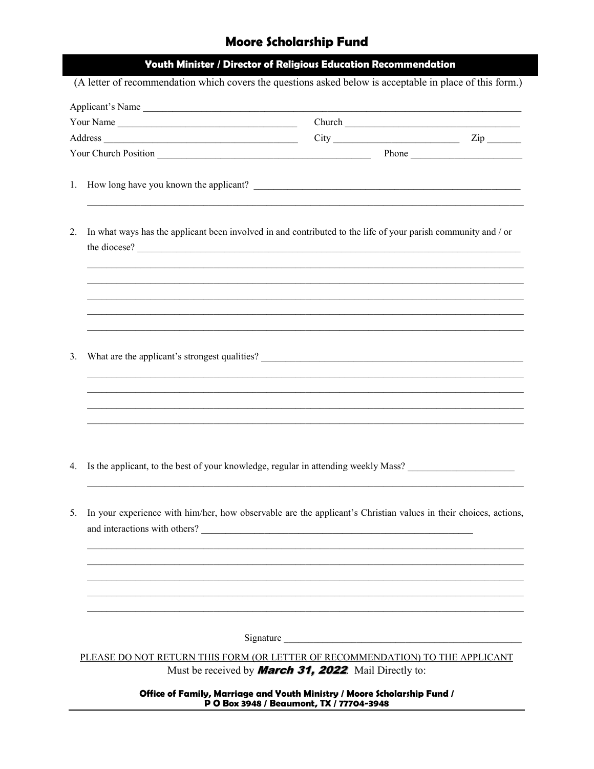# Moore Scholarship Fund

## Youth Minister / Director of Religious Education Recommendation

(A letter of recommendation which covers the questions asked below is acceptable in place of this form.)

Applicant's Name ____________________________________________

Your Name ______________________ Church ______________________

Address ______________________ City ______________ Zip ________

Your Church Position ______________________ Phone ______________

1. How long have you known the applicant? ______________________

2. In what ways has the applicant been involved in and contributed to the life of your parish community and / or the diocese? ______________________

3. What are the applicant's strongest qualities? ______________________

4. Is the applicant, to the best of your knowledge, regular in attending weekly Mass? ______________________

5. In your experience with him/her, how observable are the applicant's Christian values in their choices, actions, and interactions with others? ______________________

Signature ______________________

PLEASE DO NOT RETURN THIS FORM (OR LETTER OF RECOMMENDATION) TO THE APPLICANT

Must be received by ***March 31, 2022***. Mail Directly to:

**Office of Family, Marriage and Youth Ministry / Moore Scholarship Fund / P O Box 3948 / Beaumont, TX / 77704-3948**